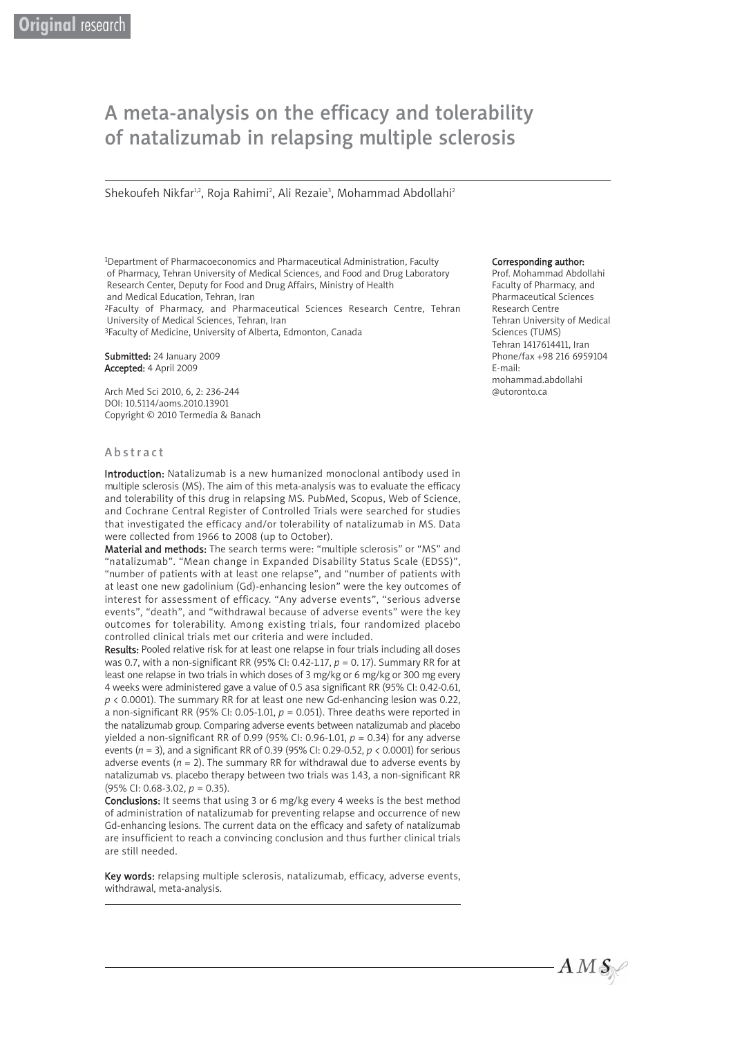Original research

# A meta-analysis on the efficacy and tolerability of natalizumab in relapsing multiple sclerosis

Shekoufeh Nikfar[1,2], Roja Rahimi[2], Ali Rezaie[3], Mohammad Abdollahi[2]

[1]Department of Pharmacoeconomics and Pharmaceutical Administration, Faculty of Pharmacy, Tehran University of Medical Sciences, and Food and Drug Laboratory Research Center, Deputy for Food and Drug Affairs, Ministry of Health and Medical Education, Tehran, Iran
[2]Faculty of Pharmacy, and Pharmaceutical Sciences Research Centre, Tehran University of Medical Sciences, Tehran, Iran
[3]Faculty of Medicine, University of Alberta, Edmonton, Canada

**Submitted:** 24 January 2009
**Accepted:** 4 April 2009

Arch Med Sci 2010, 6, 2: 236-244
DOI: 10.5114/aoms.2010.13901
Copyright © 2010 Termedia & Banach

**Corresponding author:**
Prof. Mohammad Abdollahi
Faculty of Pharmacy, and Pharmaceutical Sciences Research Centre
Tehran University of Medical Sciences (TUMS)
Tehran 1417614411, Iran
Phone/fax +98 216 6959104
E-mail: mohammad.abdollahi@utoronto.ca

## Abstract

**Introduction:** Natalizumab is a new humanized monoclonal antibody used in multiple sclerosis (MS). The aim of this meta-analysis was to evaluate the efficacy and tolerability of this drug in relapsing MS. PubMed, Scopus, Web of Science, and Cochrane Central Register of Controlled Trials were searched for studies that investigated the efficacy and/or tolerability of natalizumab in MS. Data were collected from 1966 to 2008 (up to October).

**Material and methods:** The search terms were: "multiple sclerosis" or "MS" and "natalizumab". "Mean change in Expanded Disability Status Scale (EDSS)", "number of patients with at least one relapse", and "number of patients with at least one new gadolinium (Gd)-enhancing lesion" were the key outcomes of interest for assessment of efficacy. "Any adverse events", "serious adverse events", "death", and "withdrawal because of adverse events" were the key outcomes for tolerability. Among existing trials, four randomized placebo controlled clinical trials met our criteria and were included.

**Results:** Pooled relative risk for at least one relapse in four trials including all doses was 0.7, with a non-significant RR (95% CI: 0.42-1.17, $p = 0.17$). Summary RR for at least one relapse in two trials in which doses of 3 mg/kg or 6 mg/kg or 300 mg every 4 weeks were administered gave a value of 0.5 asa significant RR (95% CI: 0.42-0.61, $p < 0.0001$). The summary RR for at least one new Gd-enhancing lesion was 0.22, a non-significant RR (95% CI: 0.05-1.01, $p = 0.051$). Three deaths were reported in the natalizumab group. Comparing adverse events between natalizumab and placebo yielded a non-significant RR of 0.99 (95% CI: 0.96-1.01, $p = 0.34$) for any adverse events ($n = 3$), and a significant RR of 0.39 (95% CI: 0.29-0.52, $p < 0.0001$) for serious adverse events ($n = 2$). The summary RR for withdrawal due to adverse events by natalizumab vs. placebo therapy between two trials was 1.43, a non-significant RR (95% CI: 0.68-3.02, $p = 0.35$).

**Conclusions:** It seems that using 3 or 6 mg/kg every 4 weeks is the best method of administration of natalizumab for preventing relapse and occurrence of new Gd-enhancing lesions. The current data on the efficacy and safety of natalizumab are insufficient to reach a convincing conclusion and thus further clinical trials are still needed.

**Key words:** relapsing multiple sclerosis, natalizumab, efficacy, adverse events, withdrawal, meta-analysis.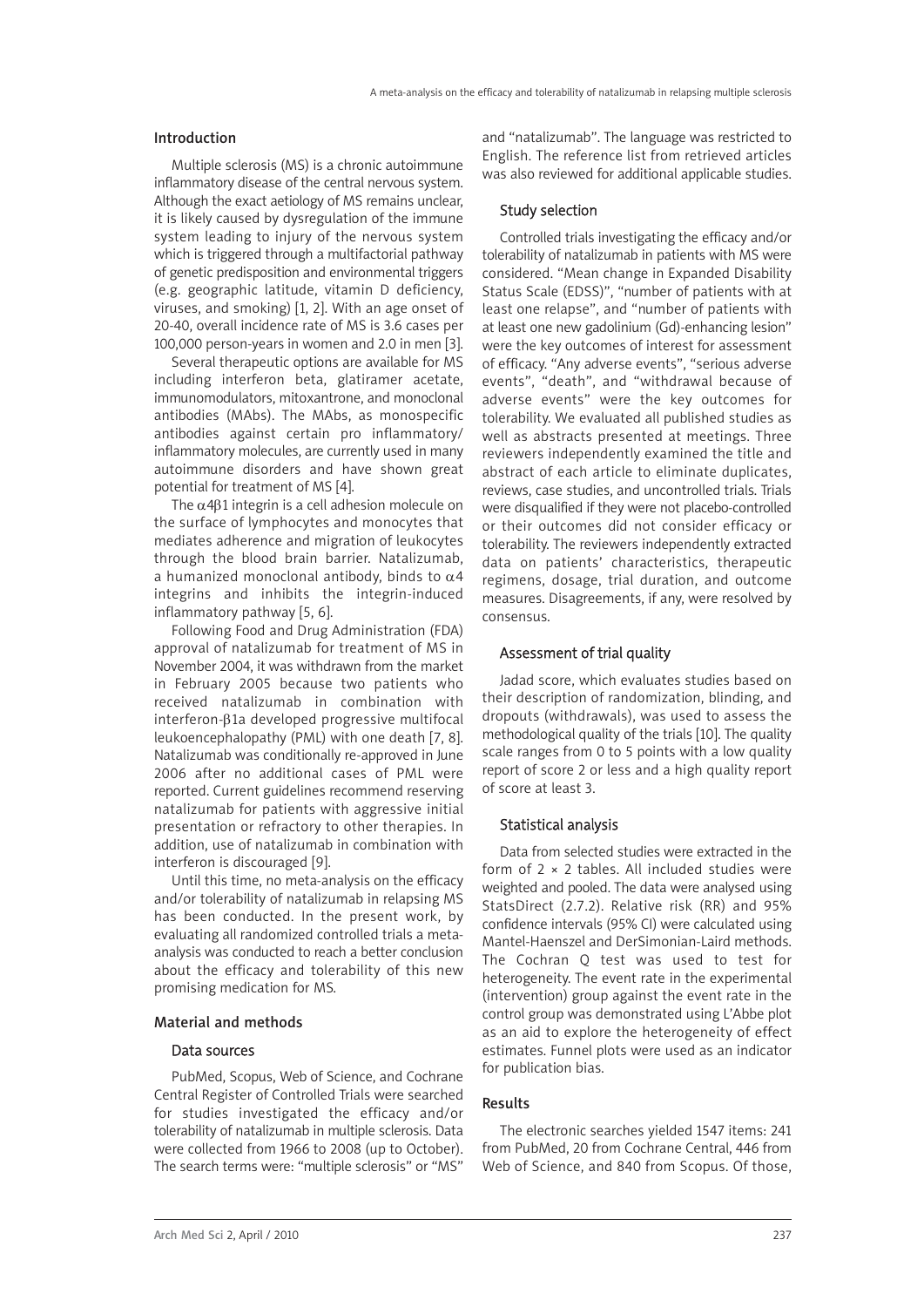## Introduction

Multiple sclerosis (MS) is a chronic autoimmune inflammatory disease of the central nervous system. Although the exact aetiology of MS remains unclear, it is likely caused by dysregulation of the immune system leading to injury of the nervous system which is triggered through a multifactorial pathway of genetic predisposition and environmental triggers (e.g. geographic latitude, vitamin D deficiency, viruses, and smoking) [1, 2]. With an age onset of 20-40, overall incidence rate of MS is 3.6 cases per 100,000 person-years in women and 2.0 in men [3].

Several therapeutic options are available for MS including interferon beta, glatiramer acetate, immunomodulators, mitoxantrone, and monoclonal antibodies (MAbs). The MAbs, as monospecific antibodies against certain pro inflammatory/inflammatory molecules, are currently used in many autoimmune disorders and have shown great potential for treatment of MS [4].

The $\alpha 4\beta 1$ integrin is a cell adhesion molecule on the surface of lymphocytes and monocytes that mediates adherence and migration of leukocytes through the blood brain barrier. Natalizumab, a humanized monoclonal antibody, binds to $\alpha 4$ integrins and inhibits the integrin-induced inflammatory pathway [5, 6].

Following Food and Drug Administration (FDA) approval of natalizumab for treatment of MS in November 2004, it was withdrawn from the market in February 2005 because two patients who received natalizumab in combination with interferon-$\beta$1a developed progressive multifocal leukoencephalopathy (PML) with one death [7, 8]. Natalizumab was conditionally re-approved in June 2006 after no additional cases of PML were reported. Current guidelines recommend reserving natalizumab for patients with aggressive initial presentation or refractory to other therapies. In addition, use of natalizumab in combination with interferon is discouraged [9].

Until this time, no meta-analysis on the efficacy and/or tolerability of natalizumab in relapsing MS has been conducted. In the present work, by evaluating all randomized controlled trials a meta-analysis was conducted to reach a better conclusion about the efficacy and tolerability of this new promising medication for MS.

## Material and methods

### Data sources

PubMed, Scopus, Web of Science, and Cochrane Central Register of Controlled Trials were searched for studies investigated the efficacy and/or tolerability of natalizumab in multiple sclerosis. Data were collected from 1966 to 2008 (up to October). The search terms were: "multiple sclerosis" or "MS" and "natalizumab". The language was restricted to English. The reference list from retrieved articles was also reviewed for additional applicable studies.

### Study selection

Controlled trials investigating the efficacy and/or tolerability of natalizumab in patients with MS were considered. "Mean change in Expanded Disability Status Scale (EDSS)", "number of patients with at least one relapse", and "number of patients with at least one new gadolinium (Gd)-enhancing lesion" were the key outcomes of interest for assessment of efficacy. "Any adverse events", "serious adverse events", "death", and "withdrawal because of adverse events" were the key outcomes for tolerability. We evaluated all published studies as well as abstracts presented at meetings. Three reviewers independently examined the title and abstract of each article to eliminate duplicates, reviews, case studies, and uncontrolled trials. Trials were disqualified if they were not placebo-controlled or their outcomes did not consider efficacy or tolerability. The reviewers independently extracted data on patients' characteristics, therapeutic regimens, dosage, trial duration, and outcome measures. Disagreements, if any, were resolved by consensus.

### Assessment of trial quality

Jadad score, which evaluates studies based on their description of randomization, blinding, and dropouts (withdrawals), was used to assess the methodological quality of the trials [10]. The quality scale ranges from 0 to 5 points with a low quality report of score 2 or less and a high quality report of score at least 3.

### Statistical analysis

Data from selected studies were extracted in the form of 2 × 2 tables. All included studies were weighted and pooled. The data were analysed using StatsDirect (2.7.2). Relative risk (RR) and 95% confidence intervals (95% CI) were calculated using Mantel-Haenszel and DerSimonian-Laird methods. The Cochran Q test was used to test for heterogeneity. The event rate in the experimental (intervention) group against the event rate in the control group was demonstrated using L'Abbe plot as an aid to explore the heterogeneity of effect estimates. Funnel plots were used as an indicator for publication bias.

## Results

The electronic searches yielded 1547 items: 241 from PubMed, 20 from Cochrane Central, 446 from Web of Science, and 840 from Scopus. Of those,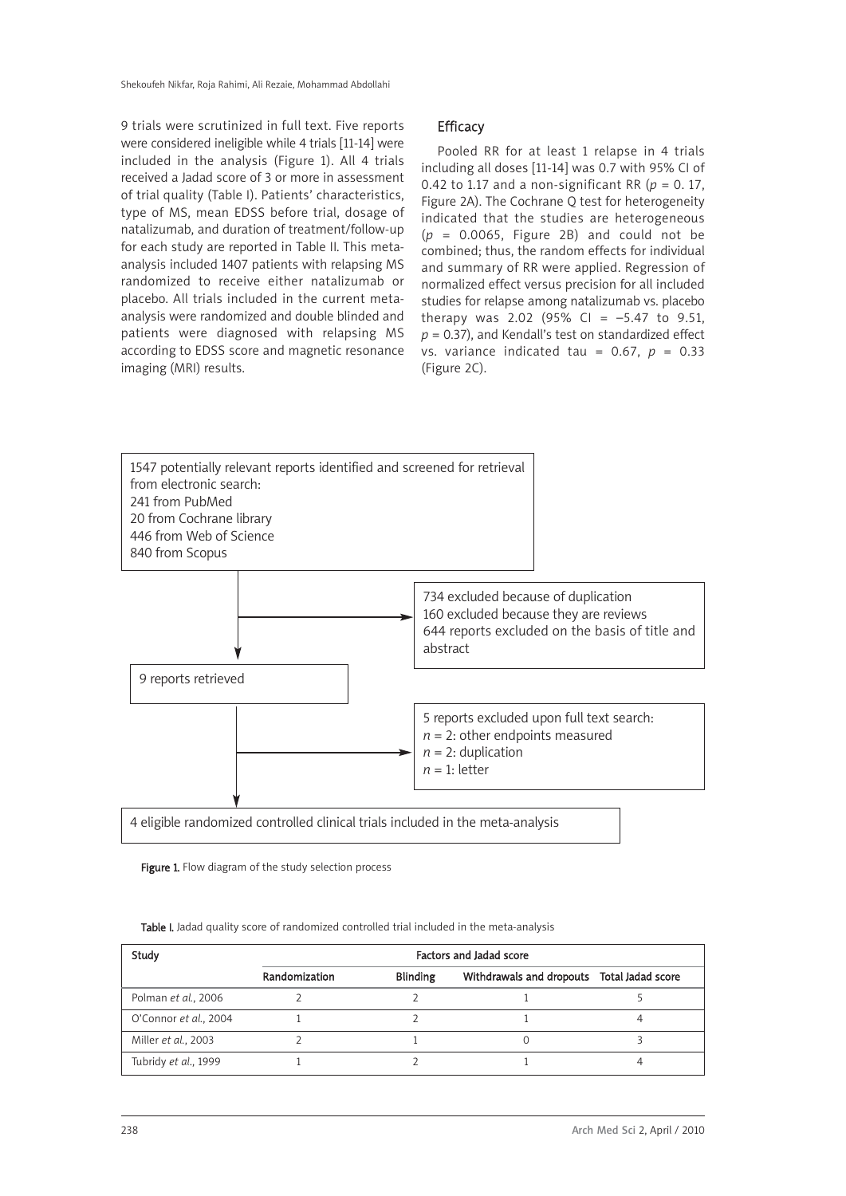9 trials were scrutinized in full text. Five reports were considered ineligible while 4 trials [11-14] were included in the analysis (Figure 1). All 4 trials received a Jadad score of 3 or more in assessment of trial quality (Table I). Patients' characteristics, type of MS, mean EDSS before trial, dosage of natalizumab, and duration of treatment/follow-up for each study are reported in Table II. This meta-analysis included 1407 patients with relapsing MS randomized to receive either natalizumab or placebo. All trials included in the current meta-analysis were randomized and double blinded and patients were diagnosed with relapsing MS according to EDSS score and magnetic resonance imaging (MRI) results.

## Efficacy

Pooled RR for at least 1 relapse in 4 trials including all doses [11-14] was 0.7 with 95% CI of 0.42 to 1.17 and a non-significant RR ($p$ = 0. 17, Figure 2A). The Cochrane Q test for heterogeneity indicated that the studies are heterogeneous ($p$ = 0.0065, Figure 2B) and could not be combined; thus, the random effects for individual and summary of RR were applied. Regression of normalized effect versus precision for all included studies for relapse among natalizumab vs. placebo therapy was 2.02 (95% CI = –5.47 to 9.51, $p$ = 0.37), and Kendall's test on standardized effect vs. variance indicated tau = 0.67, $p$ = 0.33 (Figure 2C).

1547 potentially relevant reports identified and screened for retrieval from electronic search:
241 from PubMed
20 from Cochrane library
446 from Web of Science
840 from Scopus

734 excluded because of duplication
160 excluded because they are reviews
644 reports excluded on the basis of title and abstract

9 reports retrieved

5 reports excluded upon full text search:
$n$ = 2: other endpoints measured
$n$ = 2: duplication
$n$ = 1: letter

4 eligible randomized controlled clinical trials included in the meta-analysis

**Figure 1.** Flow diagram of the study selection process

**Table I.** Jadad quality score of randomized controlled trial included in the meta-analysis

| Study | Factors and Jadad score | | | |
|---|---|---|---|---|
| | Randomization | Blinding | Withdrawals and dropouts | Total Jadad score |
| Polman *et al.*, 2006 | 2 | 2 | 1 | 5 |
| O'Connor *et al.*, 2004 | 1 | 2 | 1 | 4 |
| Miller *et al.*, 2003 | 2 | 1 | 0 | 3 |
| Tubridy *et al.*, 1999 | 1 | 2 | 1 | 4 |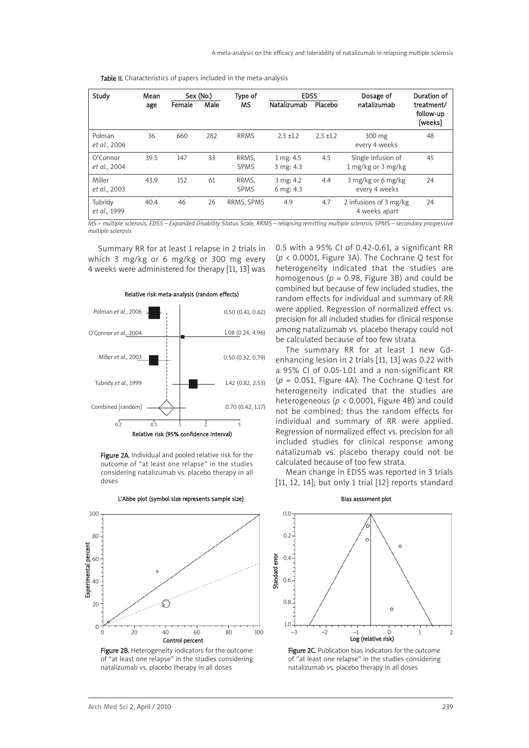Table II. Characteristics of papers included in the meta-analysis

| Study | Mean age | Sex (No.) | | Type of MS | EDSS | | Dosage of natalizumab | Duration of treatment/ follow-up [weeks] |
|---|---|---|---|---|---|---|---|---|
| | | Female | Male | | Natalizumab | Placebo | | |
| Polman *et al.*, 2006 | 36 | 660 | 282 | RRMS | 2.3 ±1.2 | 2.3 ±1.2 | 300 mg every 4 weeks | 48 |
| O'Connor *et al.*, 2004 | 39.5 | 147 | 33 | RRMS, SPMS | 1 mg: 4.5 3 mg: 4.3 | 4.5 | Single infusion of 1 mg/kg or 3 mg/kg | 45 |
| Miller *et al.*, 2003 | 43.9 | 152 | 61 | RRMS, SPMS | 3 mg: 4.2 6 mg: 4.3 | 4.4 | 3 mg/kg or 6 mg/kg every 4 weeks | 24 |
| Tubridy *et al.*, 1999 | 40.4 | 46 | 26 | RRMS, SPMS | 4.9 | 4.7 | 2 infusions of 3 mg/kg 4 weeks apart | 24 |

*MS – multiple sclerosis, EDSS – Expanded Disability Status Scale, RRMS – relapsing remitting multiple sclerosis, SPMS – secondary progressive multiple sclerosis*

Summary RR for at least 1 relapse in 2 trials in which 3 mg/kg or 6 mg/kg or 300 mg every 4 weeks were administered for therapy [11, 13] was 0.5 with a 95% CI of 0.42-0.61, a significant RR ($p < 0.0001$, Figure 3A). The Cochrane Q test for heterogeneity indicated that the studies are homogenous ($p = 0.98$, Figure 3B) and could be combined but because of few included studies, the random effects for individual and summary of RR were applied. Regression of normalized effect vs. precision for all included studies for clinical response among natalizumab vs. placebo therapy could not be calculated because of too few strata.

The summary RR for at least 1 new Gd-enhancing lesion in 2 trials [11, 13] was 0.22 with a 95% CI of 0.05-1.01 and a non-significant RR ($p = 0.051$, Figure 4A). The Cochrane Q test for heterogeneity indicated that the studies are heterogeneous ($p < 0.0001$, Figure 4B) and could not be combined; thus the random effects for individual and summary of RR were applied. Regression of normalized effect vs. precision for all included studies for clinical response among natalizumab vs. placebo therapy could not be calculated because of too few strata.

Mean change in EDSS was reported in 3 trials [11, 12, 14]; but only 1 trial [12] reports standard

Figure 2A. Individual and pooled relative risk for the outcome of "at least one relapse" in the studies considering natalizumab vs. placebo therapy in all doses

Figure 2B. Heterogeneity indicators for the outcome of "at least one relapse" in the studies considering natalizumab vs. placebo therapy in all doses

Figure 2C. Publication bias indicators for the outcome of "at least one relapse" in the studies considering natalizumab vs. placebo therapy in all doses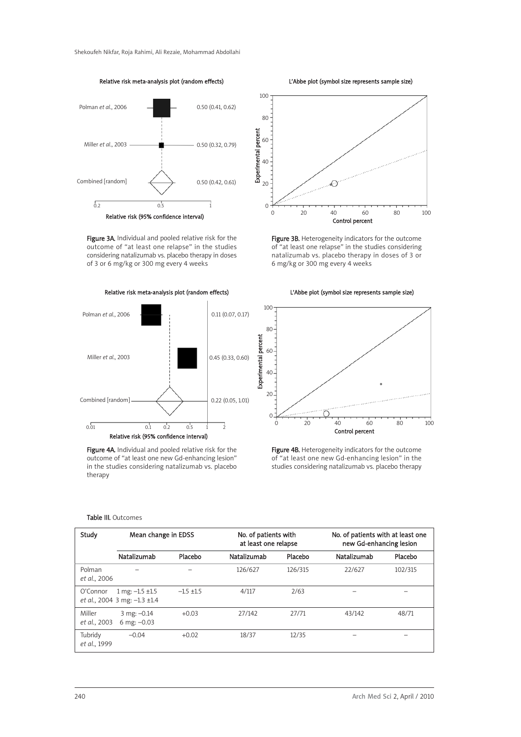Relative risk meta-analysis plot (random effects)

| Study | Relative risk (95% confidence interval) |
|---|---|
| Polman *et al.*, 2006 | 0.50 (0.41, 0.62) |
| Miller *et al.*, 2003 | 0.50 (0.32, 0.79) |
| Combined [random] | 0.50 (0.42, 0.61) |

**Figure 3A.** Individual and pooled relative risk for the outcome of "at least one relapse" in the studies considering natalizumab vs. placebo therapy in doses of 3 or 6 mg/kg or 300 mg every 4 weeks

L'Abbe plot (symbol size represents sample size)

**Figure 3B.** Heterogeneity indicators for the outcome of "at least one relapse" in the studies considering natalizumab vs. placebo therapy in doses of 3 or 6 mg/kg or 300 mg every 4 weeks

Relative risk meta-analysis plot (random effects)

| Study | Relative risk (95% confidence interval) |
|---|---|
| Polman *et al.*, 2006 | 0.11 (0.07, 0.17) |
| Miller *et al.*, 2003 | 0.45 (0.33, 0.60) |
| Combined [random] | 0.22 (0.05, 1.01) |

**Figure 4A.** Individual and pooled relative risk for the outcome of "at least one new Gd-enhancing lesion" in the studies considering natalizumab vs. placebo therapy

L'Abbe plot (symbol size represents sample size)

**Figure 4B.** Heterogeneity indicators for the outcome of "at least one new Gd-enhancing lesion" in the studies considering natalizumab vs. placebo therapy

**Table III.** Outcomes

| Study | Mean change in EDSS | | No. of patients with at least one relapse | | No. of patients with at least one new Gd-enhancing lesion | |
|---|---|---|---|---|---|---|
| | Natalizumab | Placebo | Natalizumab | Placebo | Natalizumab | Placebo |
| Polman *et al.*, 2006 | – | – | 126/627 | 126/315 | 22/627 | 102/315 |
| O'Connor *et al.*, 2004 | 1 mg: –1.5 ±1.5<br>3 mg: –1.3 ±1.4 | –1.5 ±1.5 | 4/117 | 2/63 | – | – |
| Miller *et al.*, 2003 | 3 mg: –0.14<br>6 mg: –0.03 | +0.03 | 27/142 | 27/71 | 43/142 | 48/71 |
| Tubridy *et al.*, 1999 | –0.04 | +0.02 | 18/37 | 12/35 | – | – |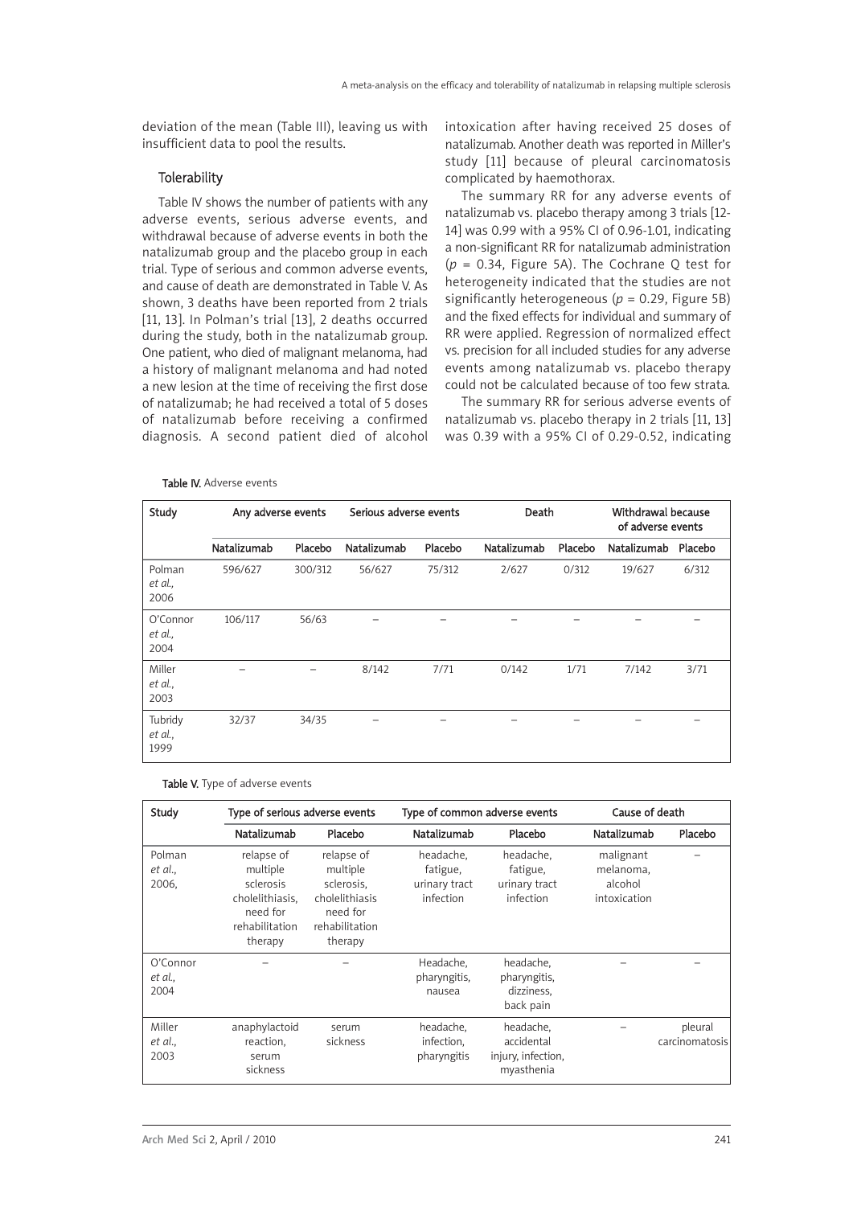deviation of the mean (Table III), leaving us with insufficient data to pool the results.

### Tolerability

Table IV shows the number of patients with any adverse events, serious adverse events, and withdrawal because of adverse events in both the natalizumab group and the placebo group in each trial. Type of serious and common adverse events, and cause of death are demonstrated in Table V. As shown, 3 deaths have been reported from 2 trials [11, 13]. In Polman's trial [13], 2 deaths occurred during the study, both in the natalizumab group. One patient, who died of malignant melanoma, had a history of malignant melanoma and had noted a new lesion at the time of receiving the first dose of natalizumab; he had received a total of 5 doses of natalizumab before receiving a confirmed diagnosis. A second patient died of alcohol intoxication after having received 25 doses of natalizumab. Another death was reported in Miller's study [11] because of pleural carcinomatosis complicated by haemothorax.

The summary RR for any adverse events of natalizumab vs. placebo therapy among 3 trials [12-14] was 0.99 with a 95% CI of 0.96-1.01, indicating a non-significant RR for natalizumab administration ($p$ = 0.34, Figure 5A). The Cochrane Q test for heterogeneity indicated that the studies are not significantly heterogeneous ($p$ = 0.29, Figure 5B) and the fixed effects for individual and summary of RR were applied. Regression of normalized effect vs. precision for all included studies for any adverse events among natalizumab vs. placebo therapy could not be calculated because of too few strata.

The summary RR for serious adverse events of natalizumab vs. placebo therapy in 2 trials [11, 13] was 0.39 with a 95% CI of 0.29-0.52, indicating

**Table IV.** Adverse events

| Study | Any adverse events | | Serious adverse events | | Death | | Withdrawal because of adverse events | |
|---|---|---|---|---|---|---|---|---|
| | Natalizumab | Placebo | Natalizumab | Placebo | Natalizumab | Placebo | Natalizumab | Placebo |
| Polman *et al.*, 2006 | 596/627 | 300/312 | 56/627 | 75/312 | 2/627 | 0/312 | 19/627 | 6/312 |
| O'Connor *et al.*, 2004 | 106/117 | 56/63 | – | – | – | – | – | – |
| Miller *et al.*, 2003 | – | – | 8/142 | 7/71 | 0/142 | 1/71 | 7/142 | 3/71 |
| Tubridy *et al.*, 1999 | 32/37 | 34/35 | – | – | – | – | – | – |

**Table V.** Type of adverse events

| Study | Type of serious adverse events | | Type of common adverse events | | Cause of death | |
|---|---|---|---|---|---|---|
| | Natalizumab | Placebo | Natalizumab | Placebo | Natalizumab | Placebo |
| Polman *et al.*, 2006, | relapse of multiple sclerosis cholelithiasis, need for rehabilitation therapy | relapse of multiple sclerosis, cholelithiasis need for rehabilitation therapy | headache, fatigue, urinary tract infection | headache, fatigue, urinary tract infection | malignant melanoma, alcohol intoxication | – |
| O'Connor *et al.*, 2004 | – | – | Headache, pharyngitis, nausea | headache, pharyngitis, dizziness, back pain | – | – |
| Miller *et al.*, 2003 | anaphylactoid reaction, serum sickness | serum sickness | headache, infection, pharyngitis | headache, accidental injury, infection, myasthenia | – | pleural carcinomatosis |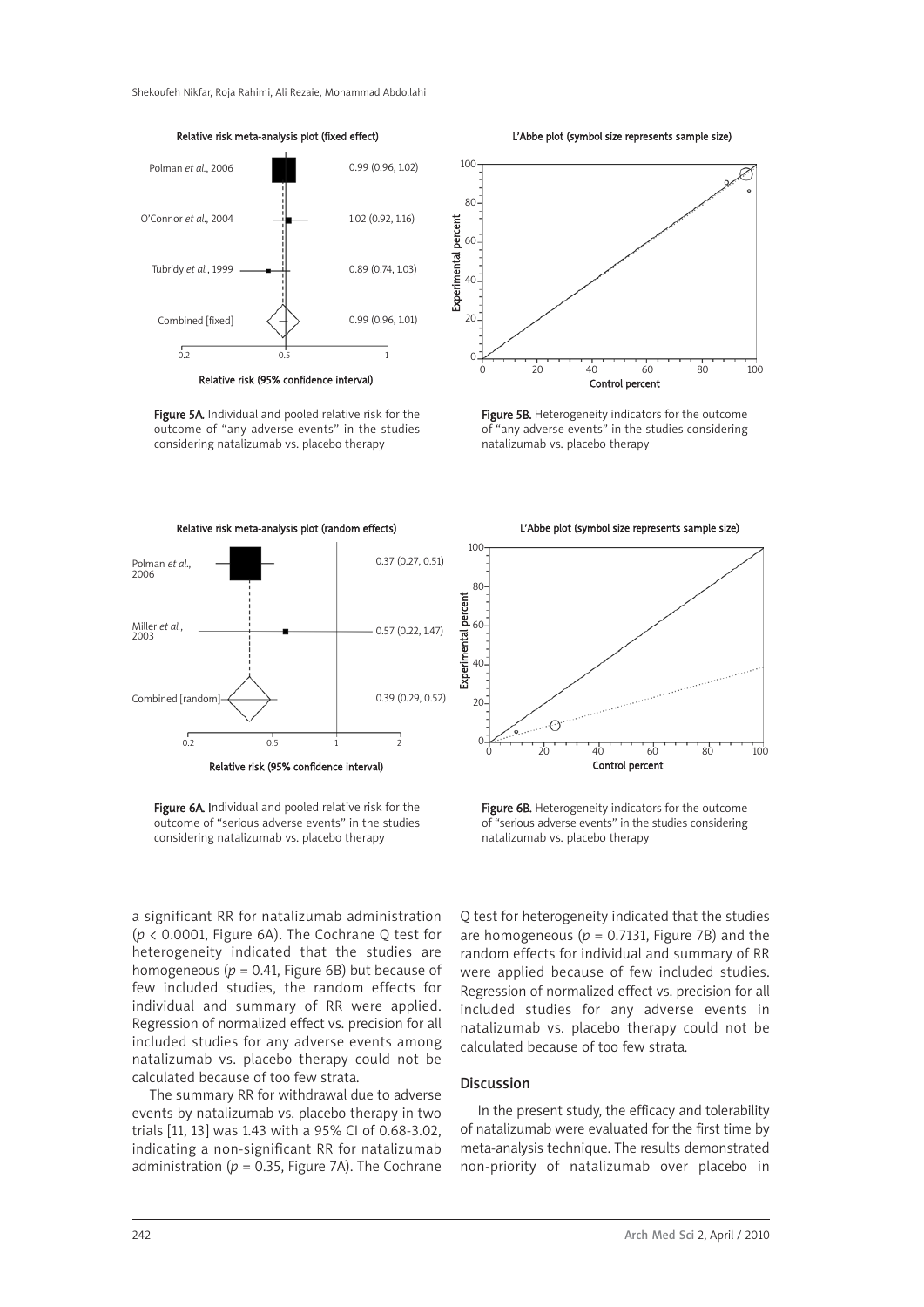Figure 5A. Individual and pooled relative risk for the outcome of "any adverse events" in the studies considering natalizumab vs. placebo therapy

Figure 5B. Heterogeneity indicators for the outcome of "any adverse events" in the studies considering natalizumab vs. placebo therapy

Figure 6A. Individual and pooled relative risk for the outcome of "serious adverse events" in the studies considering natalizumab vs. placebo therapy

Figure 6B. Heterogeneity indicators for the outcome of "serious adverse events" in the studies considering natalizumab vs. placebo therapy

a significant RR for natalizumab administration ($p < 0.0001$, Figure 6A). The Cochrane Q test for heterogeneity indicated that the studies are homogeneous ($p = 0.41$, Figure 6B) but because of few included studies, the random effects for individual and summary of RR were applied. Regression of normalized effect vs. precision for all included studies for any adverse events among natalizumab vs. placebo therapy could not be calculated because of too few strata.

The summary RR for withdrawal due to adverse events by natalizumab vs. placebo therapy in two trials [11, 13] was 1.43 with a 95% CI of 0.68-3.02, indicating a non-significant RR for natalizumab administration ($p = 0.35$, Figure 7A). The Cochrane Q test for heterogeneity indicated that the studies are homogeneous ($p = 0.7131$, Figure 7B) and the random effects for individual and summary of RR were applied because of few included studies. Regression of normalized effect vs. precision for all included studies for any adverse events in natalizumab vs. placebo therapy could not be calculated because of too few strata.

## Discussion

In the present study, the efficacy and tolerability of natalizumab were evaluated for the first time by meta-analysis technique. The results demonstrated non-priority of natalizumab over placebo in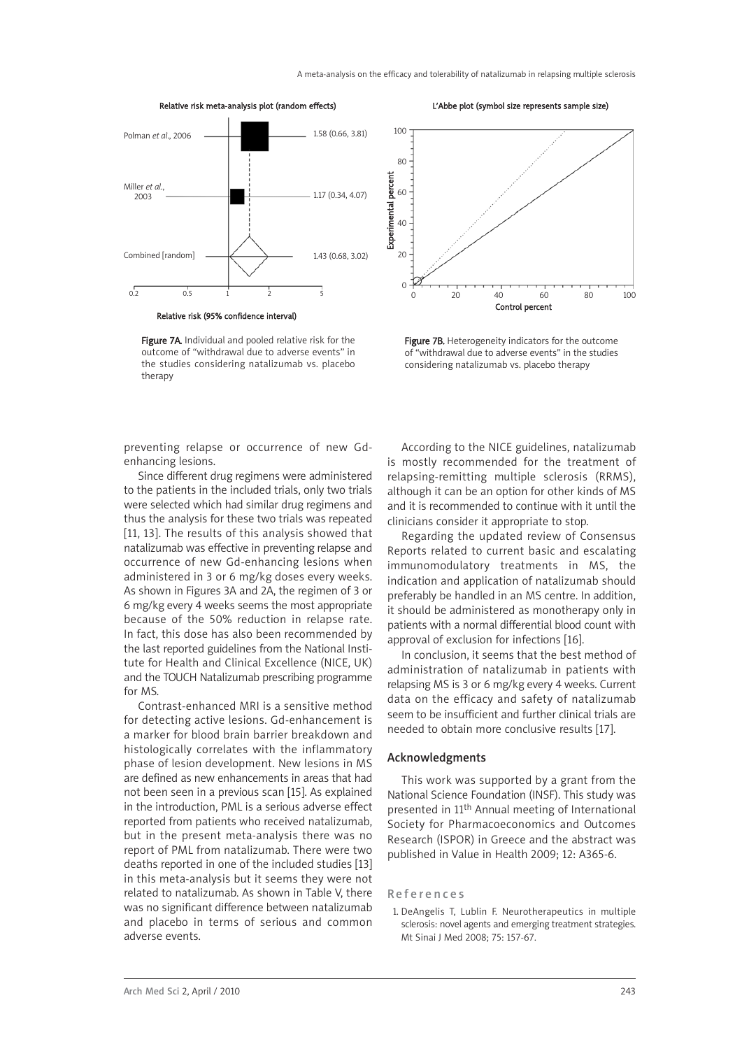Figure 7A. Individual and pooled relative risk for the outcome of "withdrawal due to adverse events" in the studies considering natalizumab vs. placebo therapy

Figure 7B. Heterogeneity indicators for the outcome of "withdrawal due to adverse events" in the studies considering natalizumab vs. placebo therapy

preventing relapse or occurrence of new Gd-enhancing lesions.

Since different drug regimens were administered to the patients in the included trials, only two trials were selected which had similar drug regimens and thus the analysis for these two trials was repeated [11, 13]. The results of this analysis showed that natalizumab was effective in preventing relapse and occurrence of new Gd-enhancing lesions when administered in 3 or 6 mg/kg doses every weeks. As shown in Figures 3A and 2A, the regimen of 3 or 6 mg/kg every 4 weeks seems the most appropriate because of the 50% reduction in relapse rate. In fact, this dose has also been recommended by the last reported guidelines from the National Institute for Health and Clinical Excellence (NICE, UK) and the TOUCH Natalizumab prescribing programme for MS.

Contrast-enhanced MRI is a sensitive method for detecting active lesions. Gd-enhancement is a marker for blood brain barrier breakdown and histologically correlates with the inflammatory phase of lesion development. New lesions in MS are defined as new enhancements in areas that had not been seen in a previous scan [15]. As explained in the introduction, PML is a serious adverse effect reported from patients who received natalizumab, but in the present meta-analysis there was no report of PML from natalizumab. There were two deaths reported in one of the included studies [13] in this meta-analysis but it seems they were not related to natalizumab. As shown in Table V, there was no significant difference between natalizumab and placebo in terms of serious and common adverse events.

According to the NICE guidelines, natalizumab is mostly recommended for the treatment of relapsing-remitting multiple sclerosis (RRMS), although it can be an option for other kinds of MS and it is recommended to continue with it until the clinicians consider it appropriate to stop.

Regarding the updated review of Consensus Reports related to current basic and escalating immunomodulatory treatments in MS, the indication and application of natalizumab should preferably be handled in an MS centre. In addition, it should be administered as monotherapy only in patients with a normal differential blood count with approval of exclusion for infections [16].

In conclusion, it seems that the best method of administration of natalizumab in patients with relapsing MS is 3 or 6 mg/kg every 4 weeks. Current data on the efficacy and safety of natalizumab seem to be insufficient and further clinical trials are needed to obtain more conclusive results [17].

## Acknowledgments

This work was supported by a grant from the National Science Foundation (INSF). This study was presented in 11th Annual meeting of International Society for Pharmacoeconomics and Outcomes Research (ISPOR) in Greece and the abstract was published in Value in Health 2009; 12: A365-6.

## References

1. DeAngelis T, Lublin F. Neurotherapeutics in multiple sclerosis: novel agents and emerging treatment strategies. Mt Sinai J Med 2008; 75: 157-67.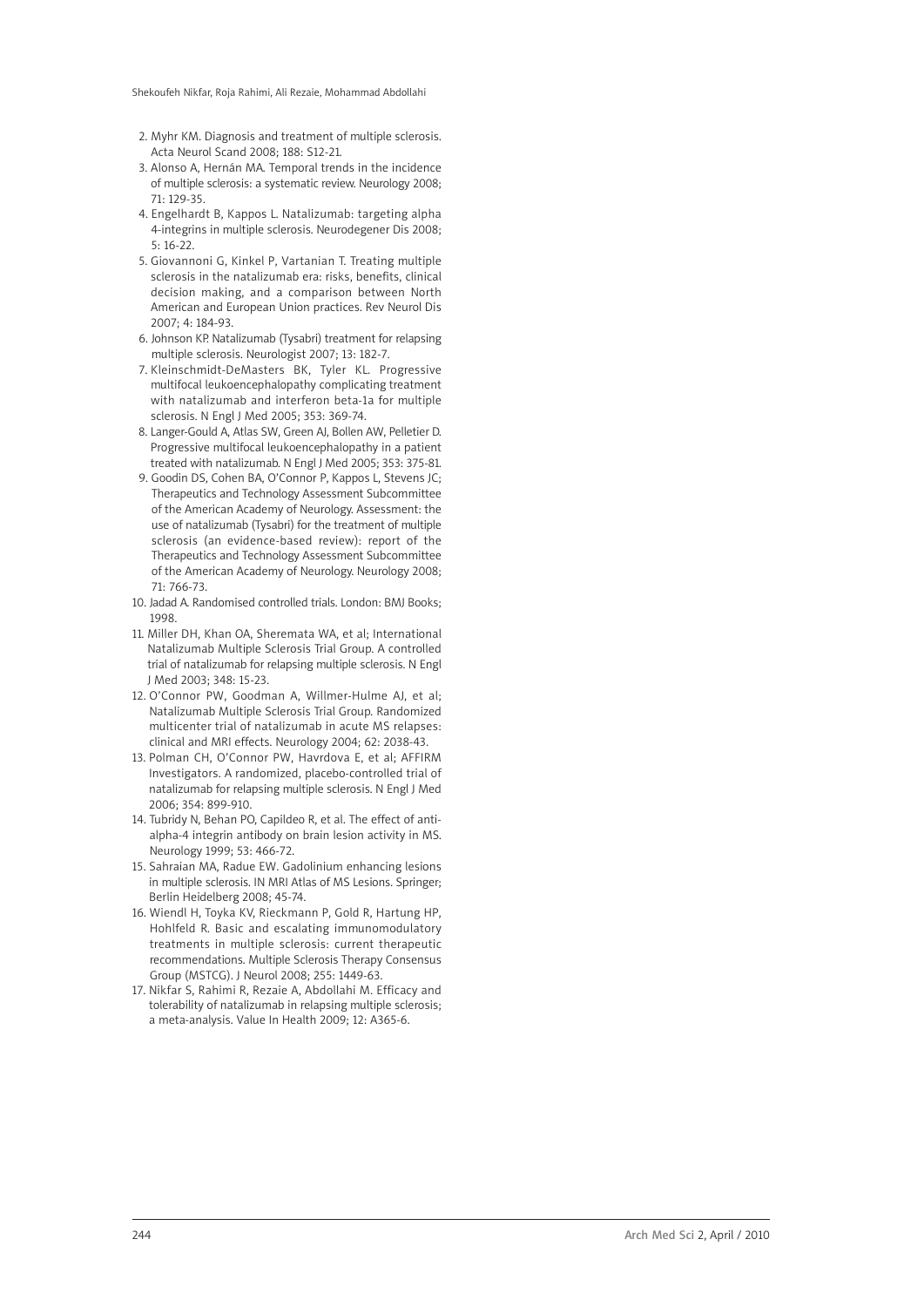2. Myhr KM. Diagnosis and treatment of multiple sclerosis. Acta Neurol Scand 2008; 188: S12-21.
3. Alonso A, Hernán MA. Temporal trends in the incidence of multiple sclerosis: a systematic review. Neurology 2008; 71: 129-35.
4. Engelhardt B, Kappos L. Natalizumab: targeting alpha 4-integrins in multiple sclerosis. Neurodegener Dis 2008; 5: 16-22.
5. Giovannoni G, Kinkel P, Vartanian T. Treating multiple sclerosis in the natalizumab era: risks, benefits, clinical decision making, and a comparison between North American and European Union practices. Rev Neurol Dis 2007; 4: 184-93.
6. Johnson KP. Natalizumab (Tysabri) treatment for relapsing multiple sclerosis. Neurologist 2007; 13: 182-7.
7. Kleinschmidt-DeMasters BK, Tyler KL. Progressive multifocal leukoencephalopathy complicating treatment with natalizumab and interferon beta-1a for multiple sclerosis. N Engl J Med 2005; 353: 369-74.
8. Langer-Gould A, Atlas SW, Green AJ, Bollen AW, Pelletier D. Progressive multifocal leukoencephalopathy in a patient treated with natalizumab. N Engl J Med 2005; 353: 375-81.
9. Goodin DS, Cohen BA, O'Connor P, Kappos L, Stevens JC; Therapeutics and Technology Assessment Subcommittee of the American Academy of Neurology. Assessment: the use of natalizumab (Tysabri) for the treatment of multiple sclerosis (an evidence-based review): report of the Therapeutics and Technology Assessment Subcommittee of the American Academy of Neurology. Neurology 2008; 71: 766-73.
10. Jadad A. Randomised controlled trials. London: BMJ Books; 1998.
11. Miller DH, Khan OA, Sheremata WA, et al; International Natalizumab Multiple Sclerosis Trial Group. A controlled trial of natalizumab for relapsing multiple sclerosis. N Engl J Med 2003; 348: 15-23.
12. O'Connor PW, Goodman A, Willmer-Hulme AJ, et al; Natalizumab Multiple Sclerosis Trial Group. Randomized multicenter trial of natalizumab in acute MS relapses: clinical and MRI effects. Neurology 2004; 62: 2038-43.
13. Polman CH, O'Connor PW, Havrdova E, et al; AFFIRM Investigators. A randomized, placebo-controlled trial of natalizumab for relapsing multiple sclerosis. N Engl J Med 2006; 354: 899-910.
14. Tubridy N, Behan PO, Capildeo R, et al. The effect of anti-alpha-4 integrin antibody on brain lesion activity in MS. Neurology 1999; 53: 466-72.
15. Sahraian MA, Radue EW. Gadolinium enhancing lesions in multiple sclerosis. IN MRI Atlas of MS Lesions. Springer; Berlin Heidelberg 2008; 45-74.
16. Wiendl H, Toyka KV, Rieckmann P, Gold R, Hartung HP, Hohlfeld R. Basic and escalating immunomodulatory treatments in multiple sclerosis: current therapeutic recommendations. Multiple Sclerosis Therapy Consensus Group (MSTCG). J Neurol 2008; 255: 1449-63.
17. Nikfar S, Rahimi R, Rezaie A, Abdollahi M. Efficacy and tolerability of natalizumab in relapsing multiple sclerosis; a meta-analysis. Value In Health 2009; 12: A365-6.